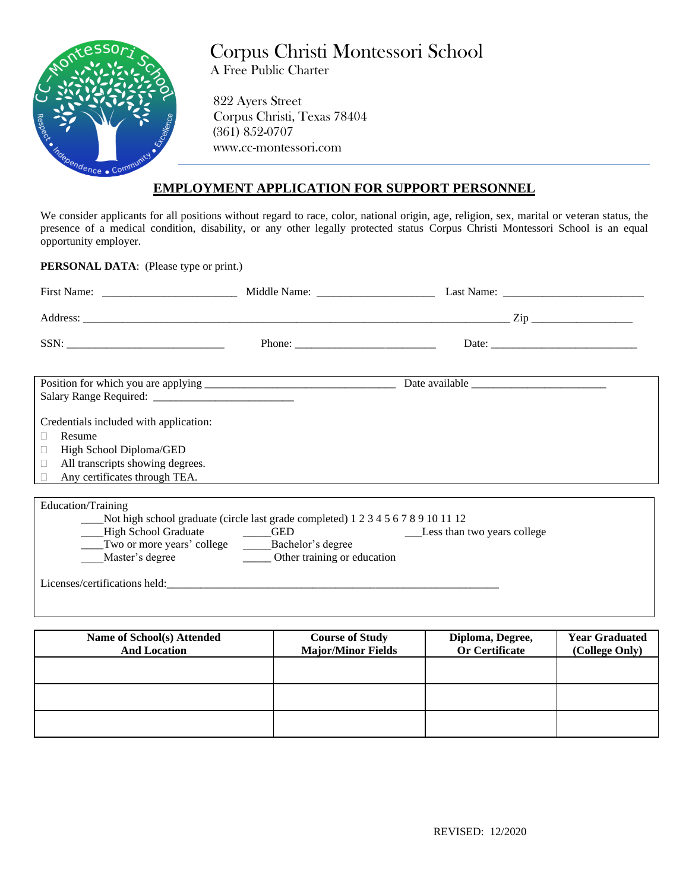# Corpus Christi Montessori School

A Free Public Charter

822 Ayers Street
Corpus Christi, Texas 78404
(361) 852-0707
www.cc-montessori.com

## EMPLOYMENT APPLICATION FOR SUPPORT PERSONNEL

We consider applicants for all positions without regard to race, color, national origin, age, religion, sex, marital or veteran status, the presence of a medical condition, disability, or any other legally protected status Corpus Christi Montessori School is an equal opportunity employer.

**PERSONAL DATA**: (Please type or print.)

First Name: ________________________ Middle Name: _____________________ Last Name: _________________________

Address: ___________________________________________________________________________ Zip __________________

SSN: ____________________________ Phone: _________________________ Date: ___________________________

Position for which you are applying __________________________________ Date available ________________________
Salary Range Required: _________________________

Credentials included with application:

- ☐ Resume
- ☐ High School Diploma/GED
- ☐ All transcripts showing degrees.
- ☐ Any certificates through TEA.

Education/Training

____Not high school graduate (circle last grade completed) 1 2 3 4 5 6 7 8 9 10 11 12
____High School Graduate _____GED ___Less than two years college
____Two or more years' college _____Bachelor's degree
____Master's degree _____ Other training or education

Licenses/certifications held:_____________________________________________________________

| Name of School(s) Attended And Location | Course of Study Major/Minor Fields | Diploma, Degree, Or Certificate | Year Graduated (College Only) |
|---|---|---|---|
| | | | |
| | | | |
| | | | |

REVISED: 12/2020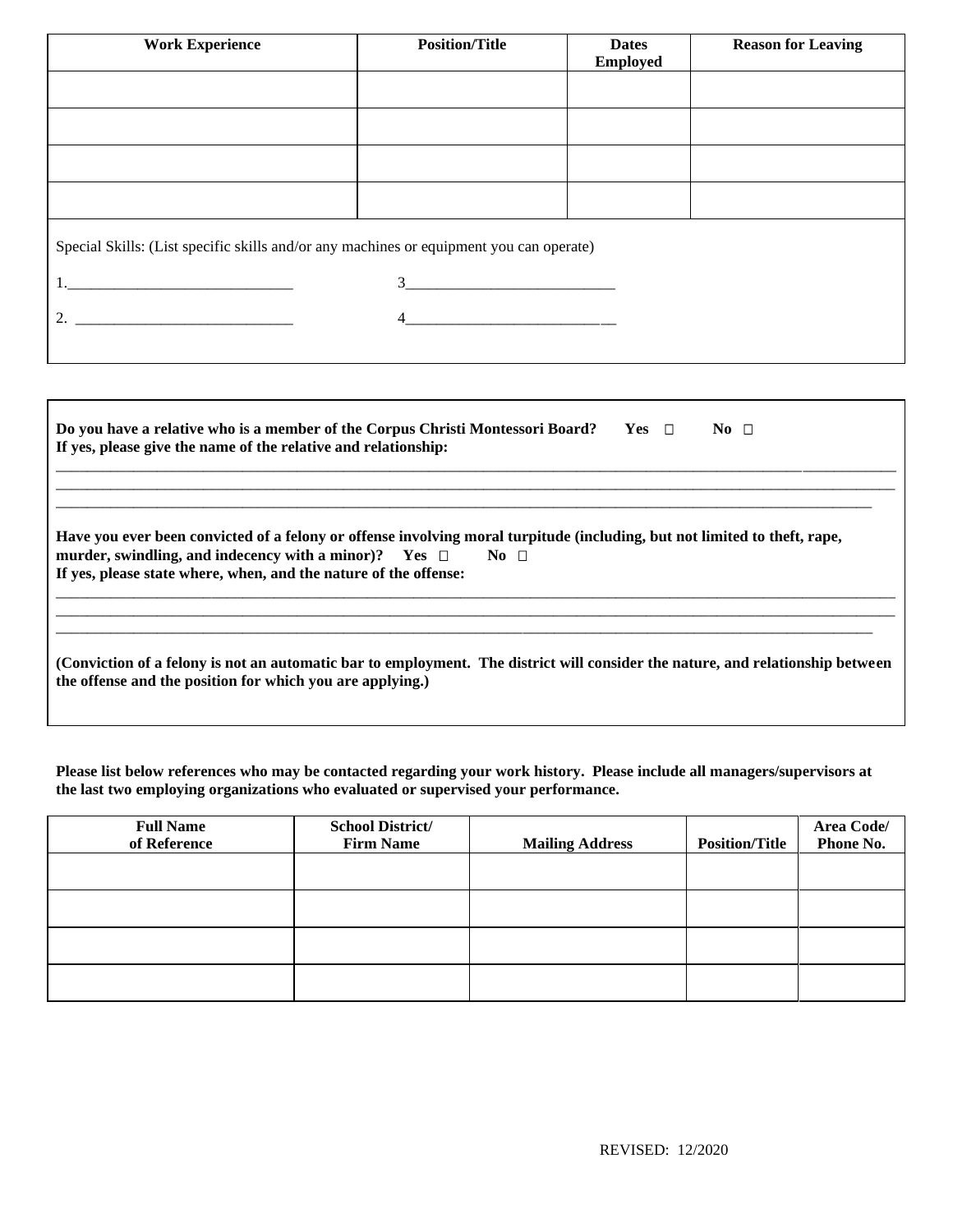| Work Experience | Position/Title | Dates Employed | Reason for Leaving |
|---|---|---|---|
| | | | |
| | | | |
| | | | |
| | | | |

Special Skills: (List specific skills and/or any machines or equipment you can operate)

1.____________________________ 3___________________________

2. ____________________________ 4___________________________

**Do you have a relative who is a member of the Corpus Christi Montessori Board? Yes ☐ No ☐**
**If yes, please give the name of the relative and relationship:**

_______________________________________________________________________________________________________________
_______________________________________________________________________________________________________________
_______________________________________________________________________________________________________________

**Have you ever been convicted of a felony or offense involving moral turpitude (including, but not limited to theft, rape, murder, swindling, and indecency with a minor)? Yes ☐ No ☐**
**If yes, please state where, when, and the nature of the offense:**

_______________________________________________________________________________________________________________
_______________________________________________________________________________________________________________
_______________________________________________________________________________________________________________

**(Conviction of a felony is not an automatic bar to employment. The district will consider the nature, and relationship between the offense and the position for which you are applying.)**

**Please list below references who may be contacted regarding your work history. Please include all managers/supervisors at the last two employing organizations who evaluated or supervised your performance.**

| Full Name of Reference | School District/ Firm Name | Mailing Address | Position/Title | Area Code/ Phone No. |
|---|---|---|---|---|
| | | | | |
| | | | | |
| | | | | |
| | | | | |

REVISED: 12/2020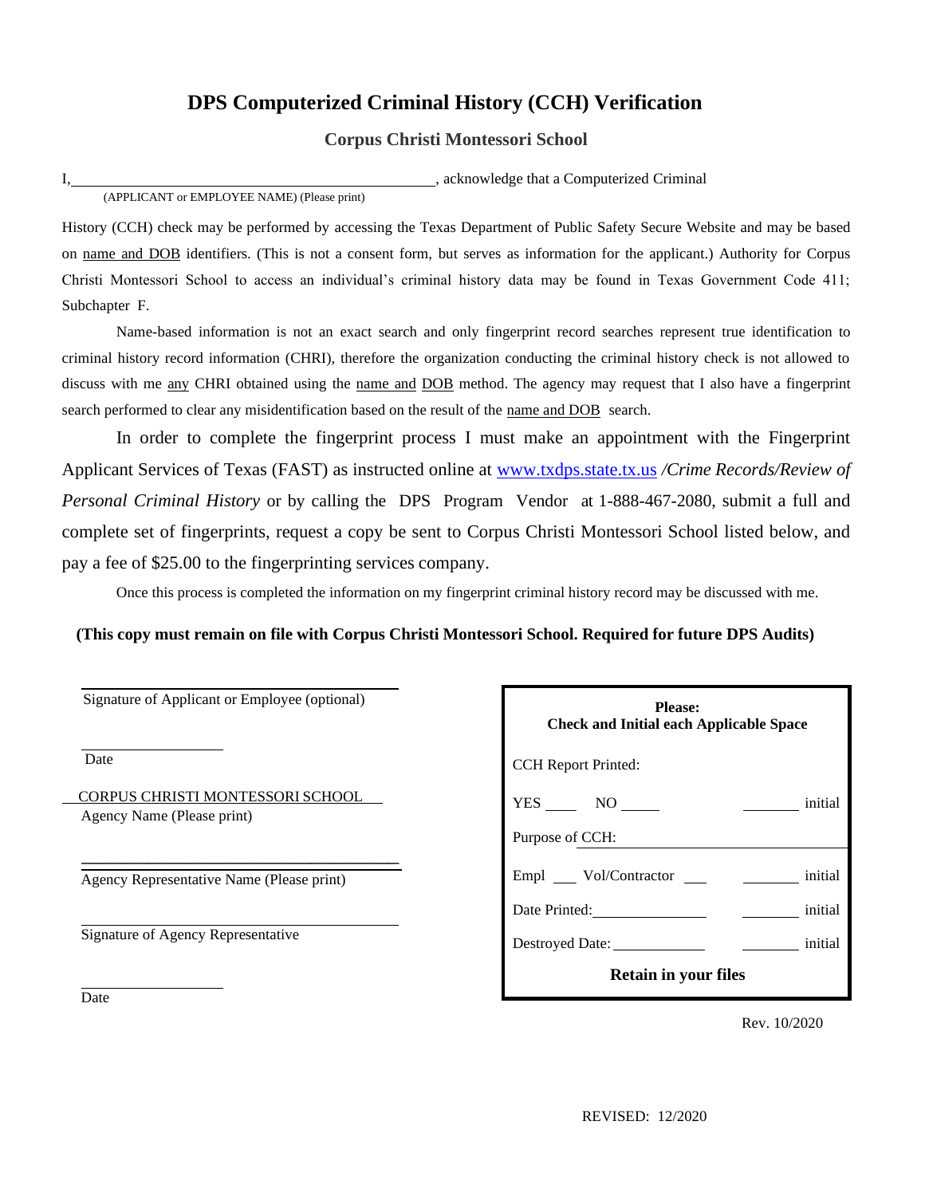# DPS Computerized Criminal History (CCH) Verification

## Corpus Christi Montessori School

I, \_\_\_\_\_\_\_\_\_\_\_\_\_\_\_\_\_\_\_\_\_\_\_\_\_\_\_\_\_\_\_\_\_\_\_\_\_\_\_\_\_\_\_\_, acknowledge that a Computerized Criminal
(APPLICANT or EMPLOYEE NAME) (Please print)

History (CCH) check may be performed by accessing the Texas Department of Public Safety Secure Website and may be based on name and DOB identifiers. (This is not a consent form, but serves as information for the applicant.) Authority for Corpus Christi Montessori School to access an individual's criminal history data may be found in Texas Government Code 411; Subchapter F.

Name-based information is not an exact search and only fingerprint record searches represent true identification to criminal history record information (CHRI), therefore the organization conducting the criminal history check is not allowed to discuss with me any CHRI obtained using the name and DOB method. The agency may request that I also have a fingerprint search performed to clear any misidentification based on the result of the name and DOB search.

In order to complete the fingerprint process I must make an appointment with the Fingerprint Applicant Services of Texas (FAST) as instructed online at www.txdps.state.tx.us */Crime Records/Review of Personal Criminal History* or by calling the DPS Program Vendor at 1-888-467-2080, submit a full and complete set of fingerprints, request a copy be sent to Corpus Christi Montessori School listed below, and pay a fee of $25.00 to the fingerprinting services company.

Once this process is completed the information on my fingerprint criminal history record may be discussed with me.

**(This copy must remain on file with Corpus Christi Montessori School. Required for future DPS Audits)**

\_\_\_\_\_\_\_\_\_\_\_\_\_\_\_\_\_\_\_\_\_\_\_\_\_\_\_\_\_\_\_\_\_\_\_\_\_\_\_\_
Signature of Applicant or Employee (optional)

\_\_\_\_\_\_\_\_\_\_\_\_\_\_\_\_\_\_\_\_
Date

CORPUS CHRISTI MONTESSORI SCHOOL
Agency Name (Please print)

\_\_\_\_\_\_\_\_\_\_\_\_\_\_\_\_\_\_\_\_\_\_\_\_\_\_\_\_\_\_\_\_\_\_\_\_\_\_\_\_
Agency Representative Name (Please print)

\_\_\_\_\_\_\_\_\_\_\_\_\_\_\_\_\_\_\_\_\_\_\_\_\_\_\_\_\_\_\_\_\_\_\_\_\_\_\_\_
Signature of Agency Representative

\_\_\_\_\_\_\_\_\_\_\_\_\_\_\_\_\_\_\_\_
Date

**Please:**
**Check and Initial each Applicable Space**

CCH Report Printed:

YES \_\_\_\_ NO \_\_\_\_ \_\_\_\_\_\_\_ initial

Purpose of CCH: \_\_\_\_\_\_\_\_\_\_\_\_\_\_\_\_\_\_\_\_

Empl \_\_\_ Vol/Contractor \_\_\_ \_\_\_\_\_\_\_ initial

Date Printed: \_\_\_\_\_\_\_\_\_\_\_\_\_\_ \_\_\_\_\_\_\_ initial

Destroyed Date: \_\_\_\_\_\_\_\_\_\_\_\_ \_\_\_\_\_\_\_ initial

**Retain in your files**

Rev. 10/2020

REVISED: 12/2020